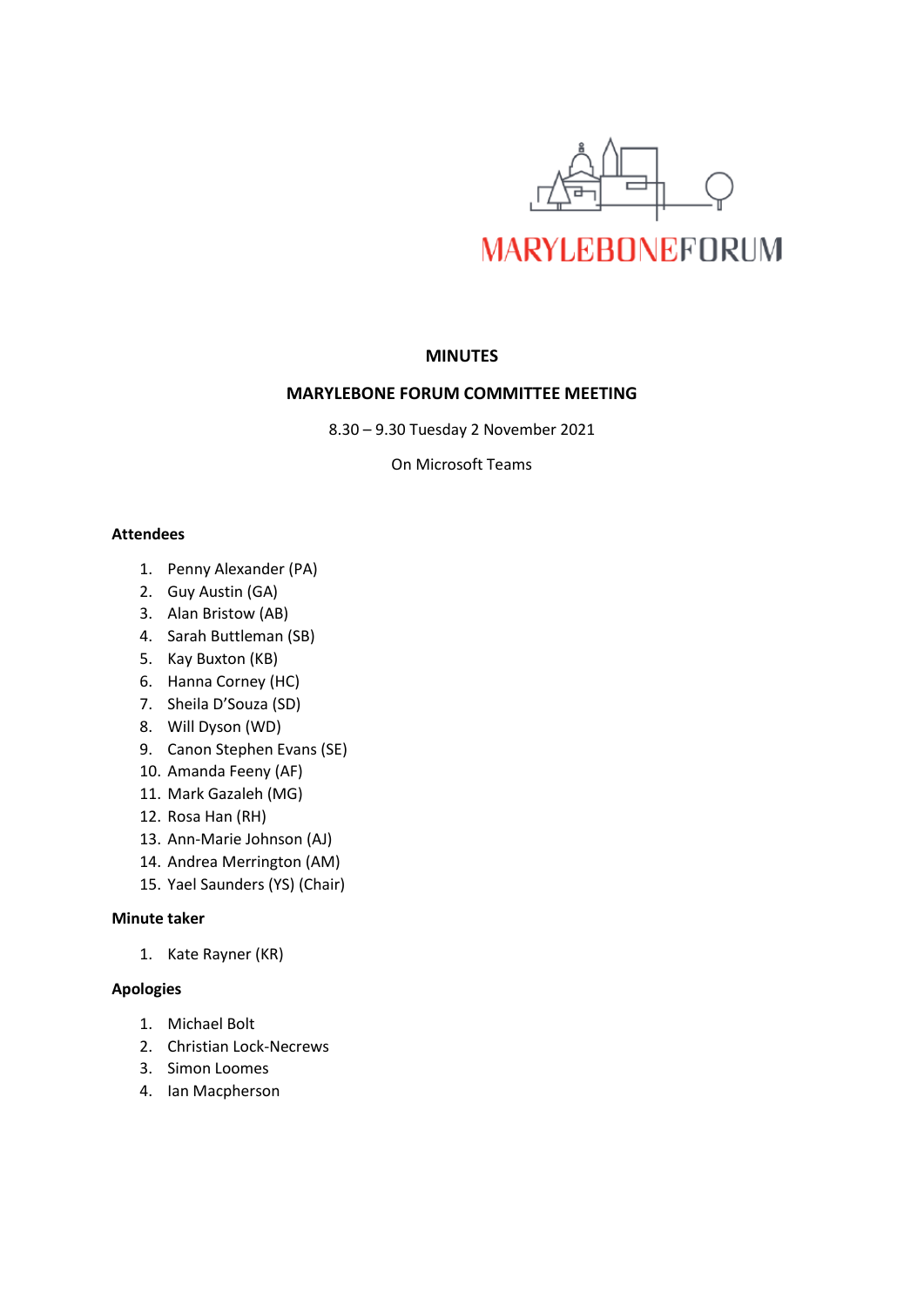MARYLEBONEFORUM

# MINUTES

## MARYLEBONE FORUM COMMITTEE MEETING

8.30 – 9.30 Tuesday 2 November 2021

On Microsoft Teams

**Attendees**

1. Penny Alexander (PA)
2. Guy Austin (GA)
3. Alan Bristow (AB)
4. Sarah Buttleman (SB)
5. Kay Buxton (KB)
6. Hanna Corney (HC)
7. Sheila D'Souza (SD)
8. Will Dyson (WD)
9. Canon Stephen Evans (SE)
10. Amanda Feeny (AF)
11. Mark Gazaleh (MG)
12. Rosa Han (RH)
13. Ann-Marie Johnson (AJ)
14. Andrea Merrington (AM)
15. Yael Saunders (YS) (Chair)

**Minute taker**

1. Kate Rayner (KR)

**Apologies**

1. Michael Bolt
2. Christian Lock-Necrews
3. Simon Loomes
4. Ian Macpherson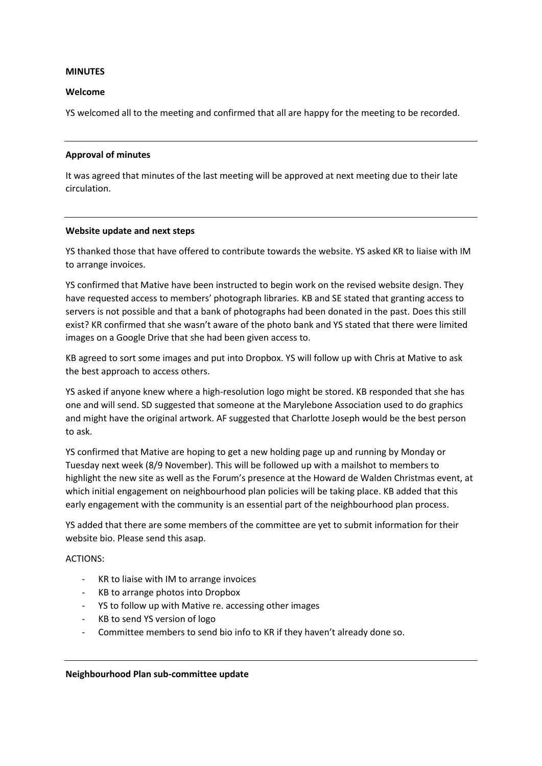**MINUTES**

**Welcome**

YS welcomed all to the meeting and confirmed that all are happy for the meeting to be recorded.

---

**Approval of minutes**

It was agreed that minutes of the last meeting will be approved at next meeting due to their late circulation.

---

**Website update and next steps**

YS thanked those that have offered to contribute towards the website. YS asked KR to liaise with IM to arrange invoices.

YS confirmed that Mative have been instructed to begin work on the revised website design. They have requested access to members' photograph libraries. KB and SE stated that granting access to servers is not possible and that a bank of photographs had been donated in the past. Does this still exist? KR confirmed that she wasn't aware of the photo bank and YS stated that there were limited images on a Google Drive that she had been given access to.

KB agreed to sort some images and put into Dropbox. YS will follow up with Chris at Mative to ask the best approach to access others.

YS asked if anyone knew where a high-resolution logo might be stored. KB responded that she has one and will send. SD suggested that someone at the Marylebone Association used to do graphics and might have the original artwork. AF suggested that Charlotte Joseph would be the best person to ask.

YS confirmed that Mative are hoping to get a new holding page up and running by Monday or Tuesday next week (8/9 November). This will be followed up with a mailshot to members to highlight the new site as well as the Forum's presence at the Howard de Walden Christmas event, at which initial engagement on neighbourhood plan policies will be taking place. KB added that this early engagement with the community is an essential part of the neighbourhood plan process.

YS added that there are some members of the committee are yet to submit information for their website bio. Please send this asap.

ACTIONS:

- KR to liaise with IM to arrange invoices
- KB to arrange photos into Dropbox
- YS to follow up with Mative re. accessing other images
- KB to send YS version of logo
- Committee members to send bio info to KR if they haven't already done so.

---

**Neighbourhood Plan sub-committee update**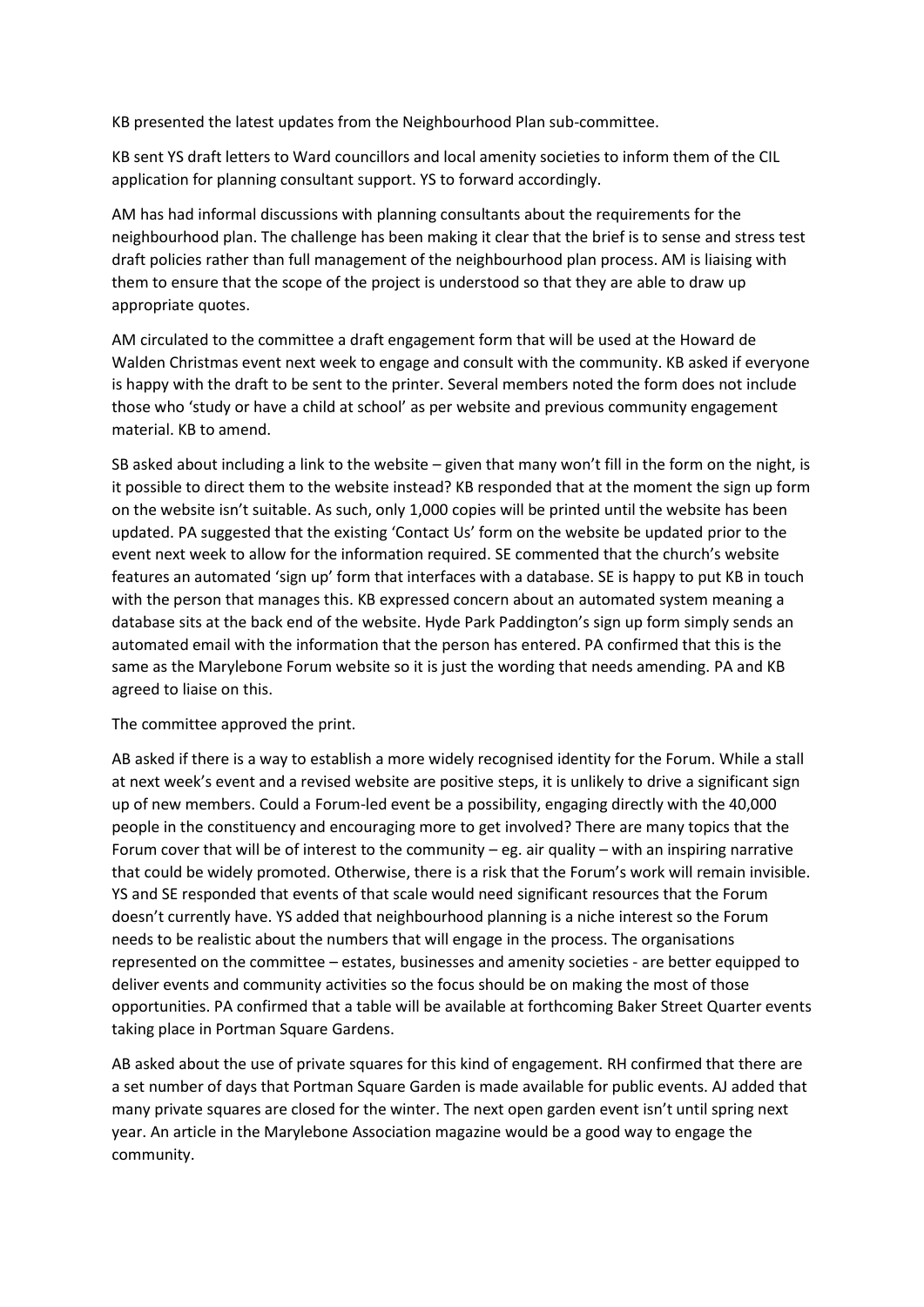KB presented the latest updates from the Neighbourhood Plan sub-committee.

KB sent YS draft letters to Ward councillors and local amenity societies to inform them of the CIL application for planning consultant support. YS to forward accordingly.

AM has had informal discussions with planning consultants about the requirements for the neighbourhood plan. The challenge has been making it clear that the brief is to sense and stress test draft policies rather than full management of the neighbourhood plan process. AM is liaising with them to ensure that the scope of the project is understood so that they are able to draw up appropriate quotes.

AM circulated to the committee a draft engagement form that will be used at the Howard de Walden Christmas event next week to engage and consult with the community. KB asked if everyone is happy with the draft to be sent to the printer. Several members noted the form does not include those who 'study or have a child at school' as per website and previous community engagement material. KB to amend.

SB asked about including a link to the website – given that many won't fill in the form on the night, is it possible to direct them to the website instead? KB responded that at the moment the sign up form on the website isn't suitable. As such, only 1,000 copies will be printed until the website has been updated. PA suggested that the existing 'Contact Us' form on the website be updated prior to the event next week to allow for the information required. SE commented that the church's website features an automated 'sign up' form that interfaces with a database. SE is happy to put KB in touch with the person that manages this. KB expressed concern about an automated system meaning a database sits at the back end of the website. Hyde Park Paddington's sign up form simply sends an automated email with the information that the person has entered. PA confirmed that this is the same as the Marylebone Forum website so it is just the wording that needs amending. PA and KB agreed to liaise on this.

The committee approved the print.

AB asked if there is a way to establish a more widely recognised identity for the Forum. While a stall at next week's event and a revised website are positive steps, it is unlikely to drive a significant sign up of new members. Could a Forum-led event be a possibility, engaging directly with the 40,000 people in the constituency and encouraging more to get involved? There are many topics that the Forum cover that will be of interest to the community – eg. air quality – with an inspiring narrative that could be widely promoted. Otherwise, there is a risk that the Forum's work will remain invisible. YS and SE responded that events of that scale would need significant resources that the Forum doesn't currently have. YS added that neighbourhood planning is a niche interest so the Forum needs to be realistic about the numbers that will engage in the process. The organisations represented on the committee – estates, businesses and amenity societies - are better equipped to deliver events and community activities so the focus should be on making the most of those opportunities. PA confirmed that a table will be available at forthcoming Baker Street Quarter events taking place in Portman Square Gardens.

AB asked about the use of private squares for this kind of engagement. RH confirmed that there are a set number of days that Portman Square Garden is made available for public events. AJ added that many private squares are closed for the winter. The next open garden event isn't until spring next year. An article in the Marylebone Association magazine would be a good way to engage the community.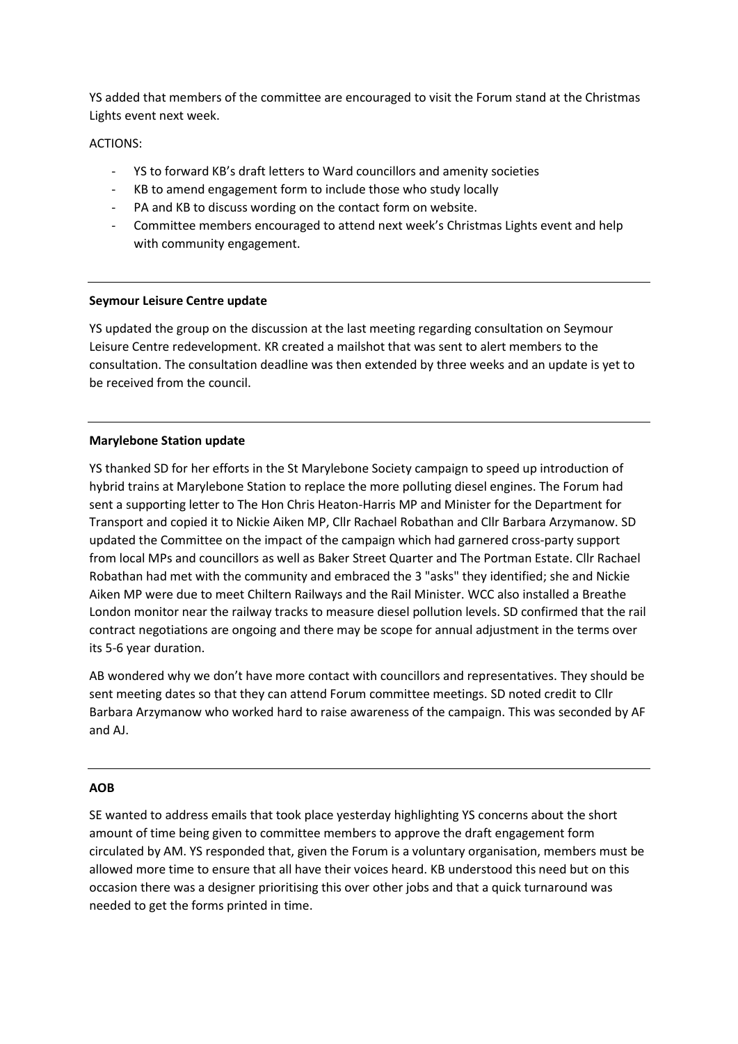YS added that members of the committee are encouraged to visit the Forum stand at the Christmas Lights event next week.

ACTIONS:

- YS to forward KB's draft letters to Ward councillors and amenity societies
- KB to amend engagement form to include those who study locally
- PA and KB to discuss wording on the contact form on website.
- Committee members encouraged to attend next week's Christmas Lights event and help with community engagement.

---

**Seymour Leisure Centre update**

YS updated the group on the discussion at the last meeting regarding consultation on Seymour Leisure Centre redevelopment. KR created a mailshot that was sent to alert members to the consultation. The consultation deadline was then extended by three weeks and an update is yet to be received from the council.

---

**Marylebone Station update**

YS thanked SD for her efforts in the St Marylebone Society campaign to speed up introduction of hybrid trains at Marylebone Station to replace the more polluting diesel engines. The Forum had sent a supporting letter to The Hon Chris Heaton-Harris MP and Minister for the Department for Transport and copied it to Nickie Aiken MP, Cllr Rachael Robathan and Cllr Barbara Arzymanow. SD updated the Committee on the impact of the campaign which had garnered cross-party support from local MPs and councillors as well as Baker Street Quarter and The Portman Estate. Cllr Rachael Robathan had met with the community and embraced the 3 "asks" they identified; she and Nickie Aiken MP were due to meet Chiltern Railways and the Rail Minister. WCC also installed a Breathe London monitor near the railway tracks to measure diesel pollution levels. SD confirmed that the rail contract negotiations are ongoing and there may be scope for annual adjustment in the terms over its 5-6 year duration.

AB wondered why we don't have more contact with councillors and representatives. They should be sent meeting dates so that they can attend Forum committee meetings. SD noted credit to Cllr Barbara Arzymanow who worked hard to raise awareness of the campaign. This was seconded by AF and AJ.

---

**AOB**

SE wanted to address emails that took place yesterday highlighting YS concerns about the short amount of time being given to committee members to approve the draft engagement form circulated by AM. YS responded that, given the Forum is a voluntary organisation, members must be allowed more time to ensure that all have their voices heard. KB understood this need but on this occasion there was a designer prioritising this over other jobs and that a quick turnaround was needed to get the forms printed in time.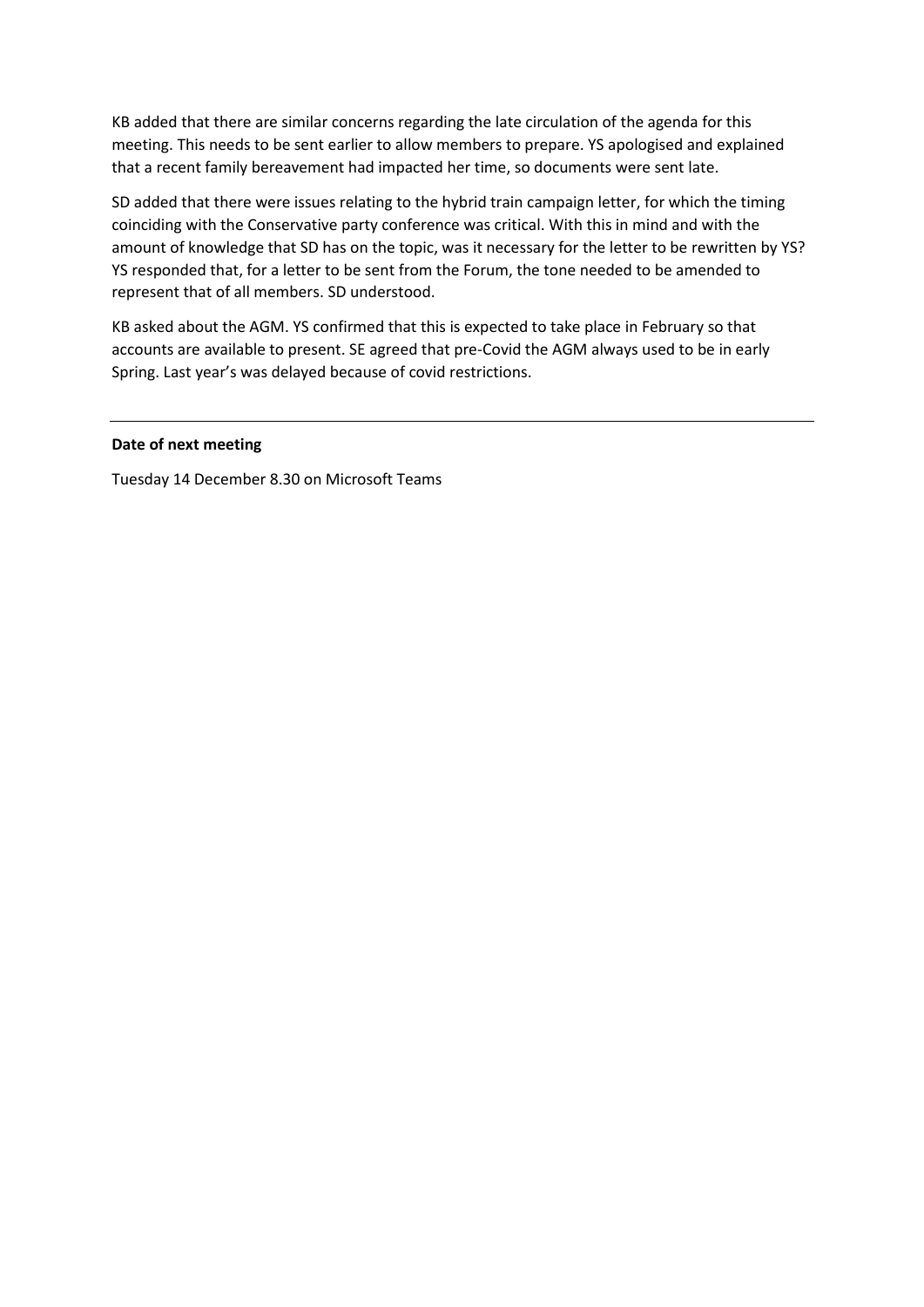KB added that there are similar concerns regarding the late circulation of the agenda for this meeting. This needs to be sent earlier to allow members to prepare. YS apologised and explained that a recent family bereavement had impacted her time, so documents were sent late.

SD added that there were issues relating to the hybrid train campaign letter, for which the timing coinciding with the Conservative party conference was critical. With this in mind and with the amount of knowledge that SD has on the topic, was it necessary for the letter to be rewritten by YS? YS responded that, for a letter to be sent from the Forum, the tone needed to be amended to represent that of all members. SD understood.

KB asked about the AGM. YS confirmed that this is expected to take place in February so that accounts are available to present. SE agreed that pre-Covid the AGM always used to be in early Spring. Last year's was delayed because of covid restrictions.

---

**Date of next meeting**

Tuesday 14 December 8.30 on Microsoft Teams